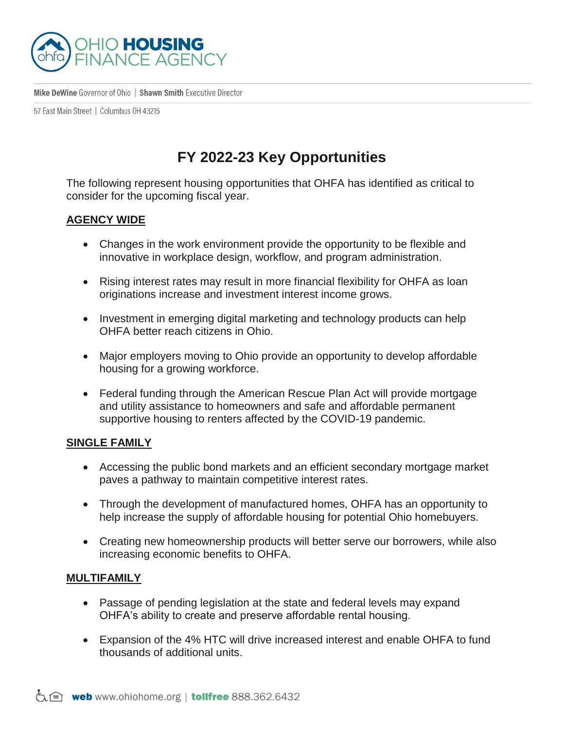OHIO HOUSING FINANCE AGENCY

**Mike DeWine** Governor of Ohio | **Shawn Smith** Executive Director

57 East Main Street | Columbus OH 43215

# FY 2022-23 Key Opportunities

The following represent housing opportunities that OHFA has identified as critical to consider for the upcoming fiscal year.

## AGENCY WIDE

- Changes in the work environment provide the opportunity to be flexible and innovative in workplace design, workflow, and program administration.
- Rising interest rates may result in more financial flexibility for OHFA as loan originations increase and investment interest income grows.
- Investment in emerging digital marketing and technology products can help OHFA better reach citizens in Ohio.
- Major employers moving to Ohio provide an opportunity to develop affordable housing for a growing workforce.
- Federal funding through the American Rescue Plan Act will provide mortgage and utility assistance to homeowners and safe and affordable permanent supportive housing to renters affected by the COVID-19 pandemic.

## SINGLE FAMILY

- Accessing the public bond markets and an efficient secondary mortgage market paves a pathway to maintain competitive interest rates.
- Through the development of manufactured homes, OHFA has an opportunity to help increase the supply of affordable housing for potential Ohio homebuyers.
- Creating new homeownership products will better serve our borrowers, while also increasing economic benefits to OHFA.

## MULTIFAMILY

- Passage of pending legislation at the state and federal levels may expand OHFA's ability to create and preserve affordable rental housing.
- Expansion of the 4% HTC will drive increased interest and enable OHFA to fund thousands of additional units.

**web** www.ohiohome.org | **tollfree** 888.362.6432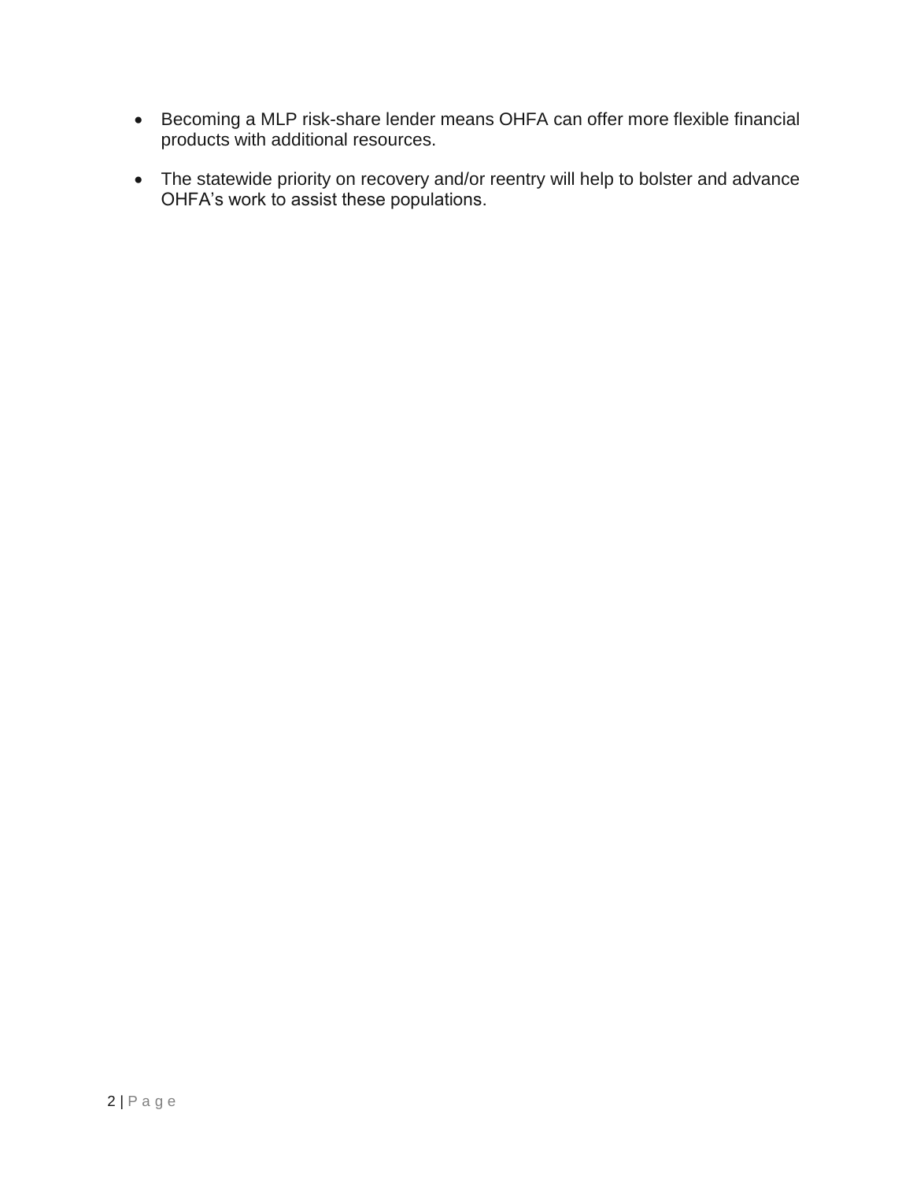- Becoming a MLP risk-share lender means OHFA can offer more flexible financial products with additional resources.
- The statewide priority on recovery and/or reentry will help to bolster and advance OHFA's work to assist these populations.